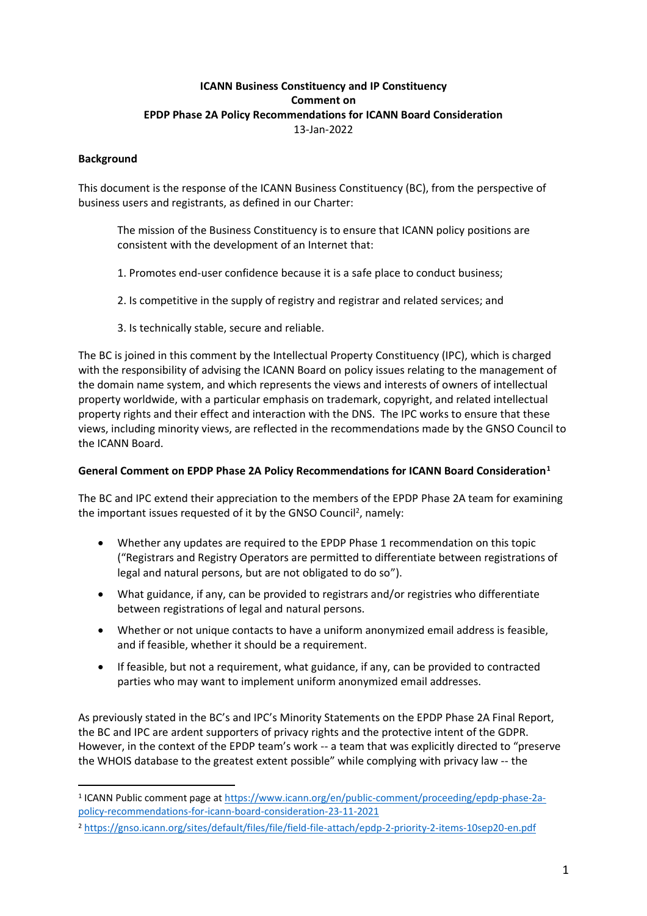**ICANN Business Constituency and IP Constituency**
**Comment on**
**EPDP Phase 2A Policy Recommendations for ICANN Board Consideration**
13-Jan-2022

## Background

This document is the response of the ICANN Business Constituency (BC), from the perspective of business users and registrants, as defined in our Charter:

> The mission of the Business Constituency is to ensure that ICANN policy positions are consistent with the development of an Internet that:
>
> 1. Promotes end-user confidence because it is a safe place to conduct business;
>
> 2. Is competitive in the supply of registry and registrar and related services; and
>
> 3. Is technically stable, secure and reliable.

The BC is joined in this comment by the Intellectual Property Constituency (IPC), which is charged with the responsibility of advising the ICANN Board on policy issues relating to the management of the domain name system, and which represents the views and interests of owners of intellectual property worldwide, with a particular emphasis on trademark, copyright, and related intellectual property rights and their effect and interaction with the DNS. The IPC works to ensure that these views, including minority views, are reflected in the recommendations made by the GNSO Council to the ICANN Board.

## General Comment on EPDP Phase 2A Policy Recommendations for ICANN Board Consideration[1]

The BC and IPC extend their appreciation to the members of the EPDP Phase 2A team for examining the important issues requested of it by the GNSO Council[2], namely:

- Whether any updates are required to the EPDP Phase 1 recommendation on this topic ("Registrars and Registry Operators are permitted to differentiate between registrations of legal and natural persons, but are not obligated to do so").
- What guidance, if any, can be provided to registrars and/or registries who differentiate between registrations of legal and natural persons.
- Whether or not unique contacts to have a uniform anonymized email address is feasible, and if feasible, whether it should be a requirement.
- If feasible, but not a requirement, what guidance, if any, can be provided to contracted parties who may want to implement uniform anonymized email addresses.

As previously stated in the BC's and IPC's Minority Statements on the EPDP Phase 2A Final Report, the BC and IPC are ardent supporters of privacy rights and the protective intent of the GDPR. However, in the context of the EPDP team's work -- a team that was explicitly directed to "preserve the WHOIS database to the greatest extent possible" while complying with privacy law -- the

---

[1] ICANN Public comment page at https://www.icann.org/en/public-comment/proceeding/epdp-phase-2a-policy-recommendations-for-icann-board-consideration-23-11-2021

[2] https://gnso.icann.org/sites/default/files/file/field-file-attach/epdp-2-priority-2-items-10sep20-en.pdf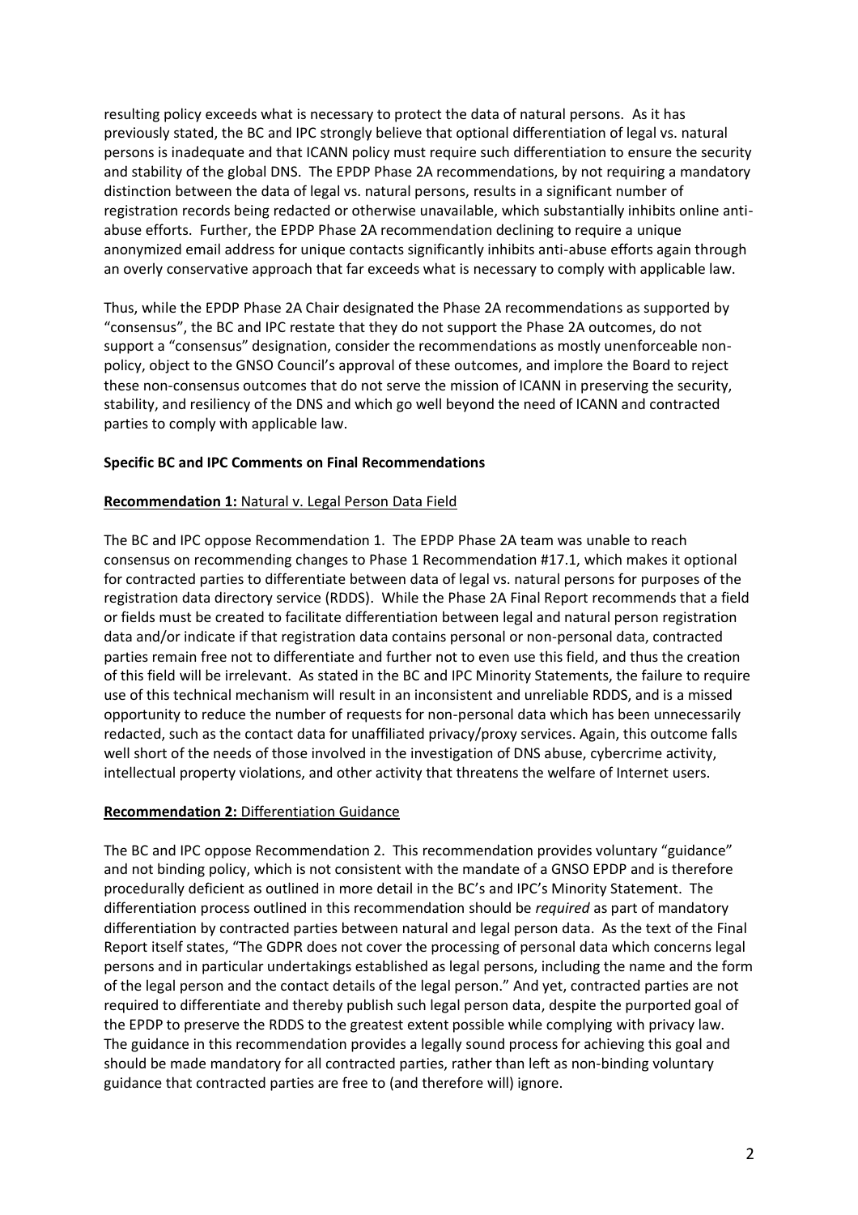resulting policy exceeds what is necessary to protect the data of natural persons. As it has previously stated, the BC and IPC strongly believe that optional differentiation of legal vs. natural persons is inadequate and that ICANN policy must require such differentiation to ensure the security and stability of the global DNS. The EPDP Phase 2A recommendations, by not requiring a mandatory distinction between the data of legal vs. natural persons, results in a significant number of registration records being redacted or otherwise unavailable, which substantially inhibits online anti-abuse efforts. Further, the EPDP Phase 2A recommendation declining to require a unique anonymized email address for unique contacts significantly inhibits anti-abuse efforts again through an overly conservative approach that far exceeds what is necessary to comply with applicable law.

Thus, while the EPDP Phase 2A Chair designated the Phase 2A recommendations as supported by "consensus", the BC and IPC restate that they do not support the Phase 2A outcomes, do not support a "consensus" designation, consider the recommendations as mostly unenforceable non-policy, object to the GNSO Council's approval of these outcomes, and implore the Board to reject these non-consensus outcomes that do not serve the mission of ICANN in preserving the security, stability, and resiliency of the DNS and which go well beyond the need of ICANN and contracted parties to comply with applicable law.

**Specific BC and IPC Comments on Final Recommendations**

**Recommendation 1:** Natural v. Legal Person Data Field

The BC and IPC oppose Recommendation 1. The EPDP Phase 2A team was unable to reach consensus on recommending changes to Phase 1 Recommendation #17.1, which makes it optional for contracted parties to differentiate between data of legal vs. natural persons for purposes of the registration data directory service (RDDS). While the Phase 2A Final Report recommends that a field or fields must be created to facilitate differentiation between legal and natural person registration data and/or indicate if that registration data contains personal or non-personal data, contracted parties remain free not to differentiate and further not to even use this field, and thus the creation of this field will be irrelevant. As stated in the BC and IPC Minority Statements, the failure to require use of this technical mechanism will result in an inconsistent and unreliable RDDS, and is a missed opportunity to reduce the number of requests for non-personal data which has been unnecessarily redacted, such as the contact data for unaffiliated privacy/proxy services. Again, this outcome falls well short of the needs of those involved in the investigation of DNS abuse, cybercrime activity, intellectual property violations, and other activity that threatens the welfare of Internet users.

**Recommendation 2:** Differentiation Guidance

The BC and IPC oppose Recommendation 2. This recommendation provides voluntary "guidance" and not binding policy, which is not consistent with the mandate of a GNSO EPDP and is therefore procedurally deficient as outlined in more detail in the BC's and IPC's Minority Statement. The differentiation process outlined in this recommendation should be *required* as part of mandatory differentiation by contracted parties between natural and legal person data. As the text of the Final Report itself states, "The GDPR does not cover the processing of personal data which concerns legal persons and in particular undertakings established as legal persons, including the name and the form of the legal person and the contact details of the legal person." And yet, contracted parties are not required to differentiate and thereby publish such legal person data, despite the purported goal of the EPDP to preserve the RDDS to the greatest extent possible while complying with privacy law. The guidance in this recommendation provides a legally sound process for achieving this goal and should be made mandatory for all contracted parties, rather than left as non-binding voluntary guidance that contracted parties are free to (and therefore will) ignore.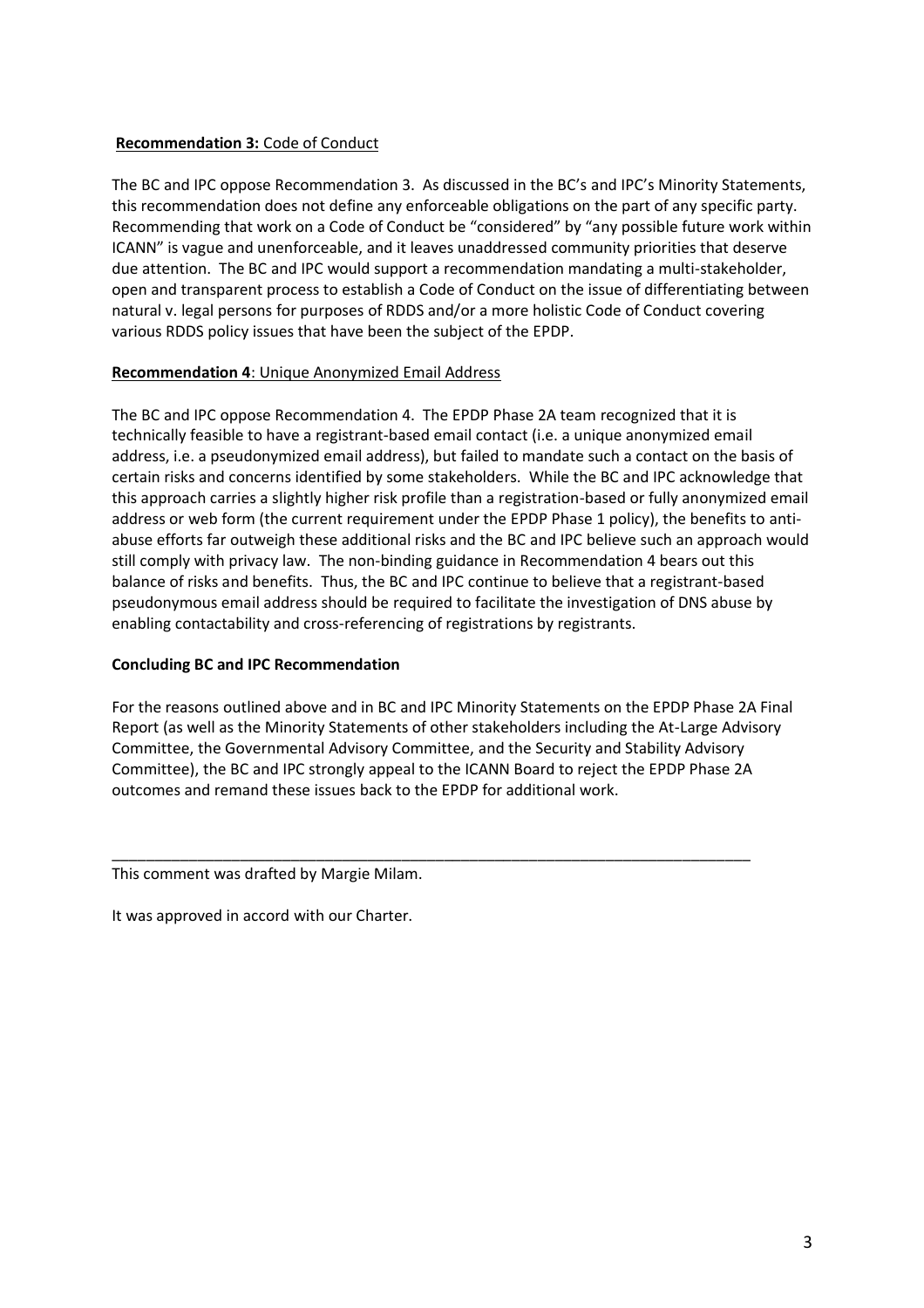**Recommendation 3:** Code of Conduct

The BC and IPC oppose Recommendation 3. As discussed in the BC's and IPC's Minority Statements, this recommendation does not define any enforceable obligations on the part of any specific party. Recommending that work on a Code of Conduct be "considered" by "any possible future work within ICANN" is vague and unenforceable, and it leaves unaddressed community priorities that deserve due attention. The BC and IPC would support a recommendation mandating a multi-stakeholder, open and transparent process to establish a Code of Conduct on the issue of differentiating between natural v. legal persons for purposes of RDDS and/or a more holistic Code of Conduct covering various RDDS policy issues that have been the subject of the EPDP.

**Recommendation 4**: Unique Anonymized Email Address

The BC and IPC oppose Recommendation 4. The EPDP Phase 2A team recognized that it is technically feasible to have a registrant-based email contact (i.e. a unique anonymized email address, i.e. a pseudonymized email address), but failed to mandate such a contact on the basis of certain risks and concerns identified by some stakeholders. While the BC and IPC acknowledge that this approach carries a slightly higher risk profile than a registration-based or fully anonymized email address or web form (the current requirement under the EPDP Phase 1 policy), the benefits to anti-abuse efforts far outweigh these additional risks and the BC and IPC believe such an approach would still comply with privacy law. The non-binding guidance in Recommendation 4 bears out this balance of risks and benefits. Thus, the BC and IPC continue to believe that a registrant-based pseudonymous email address should be required to facilitate the investigation of DNS abuse by enabling contactability and cross-referencing of registrations by registrants.

**Concluding BC and IPC Recommendation**

For the reasons outlined above and in BC and IPC Minority Statements on the EPDP Phase 2A Final Report (as well as the Minority Statements of other stakeholders including the At-Large Advisory Committee, the Governmental Advisory Committee, and the Security and Stability Advisory Committee), the BC and IPC strongly appeal to the ICANN Board to reject the EPDP Phase 2A outcomes and remand these issues back to the EPDP for additional work.

---

This comment was drafted by Margie Milam.

It was approved in accord with our Charter.